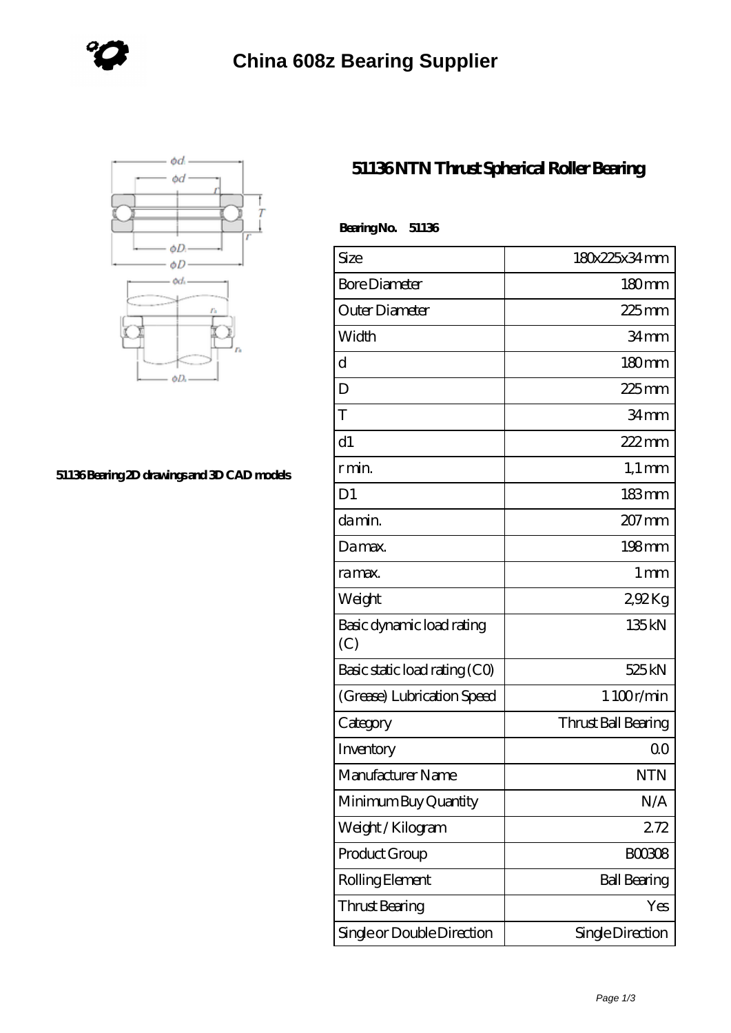# China 608z Bearing Supplier

51136 Bearing 2D drawings and 3D CAD models

## 51136 NTN Thrust Spherical Roller Bearing

**Bearing No. 51136**

| Size | 180x225x34 mm |
| --- | --- |
| Bore Diameter | 180 mm |
| Outer Diameter | 225 mm |
| Width | 34 mm |
| d | 180 mm |
| D | 225 mm |
| T | 34 mm |
| d1 | 222 mm |
| r min. | 1,1 mm |
| D1 | 183 mm |
| da min. | 207 mm |
| Da max. | 198 mm |
| ra max. | 1 mm |
| Weight | 2,92 Kg |
| Basic dynamic load rating (C) | 135 kN |
| Basic static load rating (C0) | 525 kN |
| (Grease) Lubrication Speed | 1 100 r/min |
| Category | Thrust Ball Bearing |
| Inventory | 0.0 |
| Manufacturer Name | NTN |
| Minimum Buy Quantity | N/A |
| Weight / Kilogram | 2.72 |
| Product Group | B00308 |
| Rolling Element | Ball Bearing |
| Thrust Bearing | Yes |
| Single or Double Direction | Single Direction |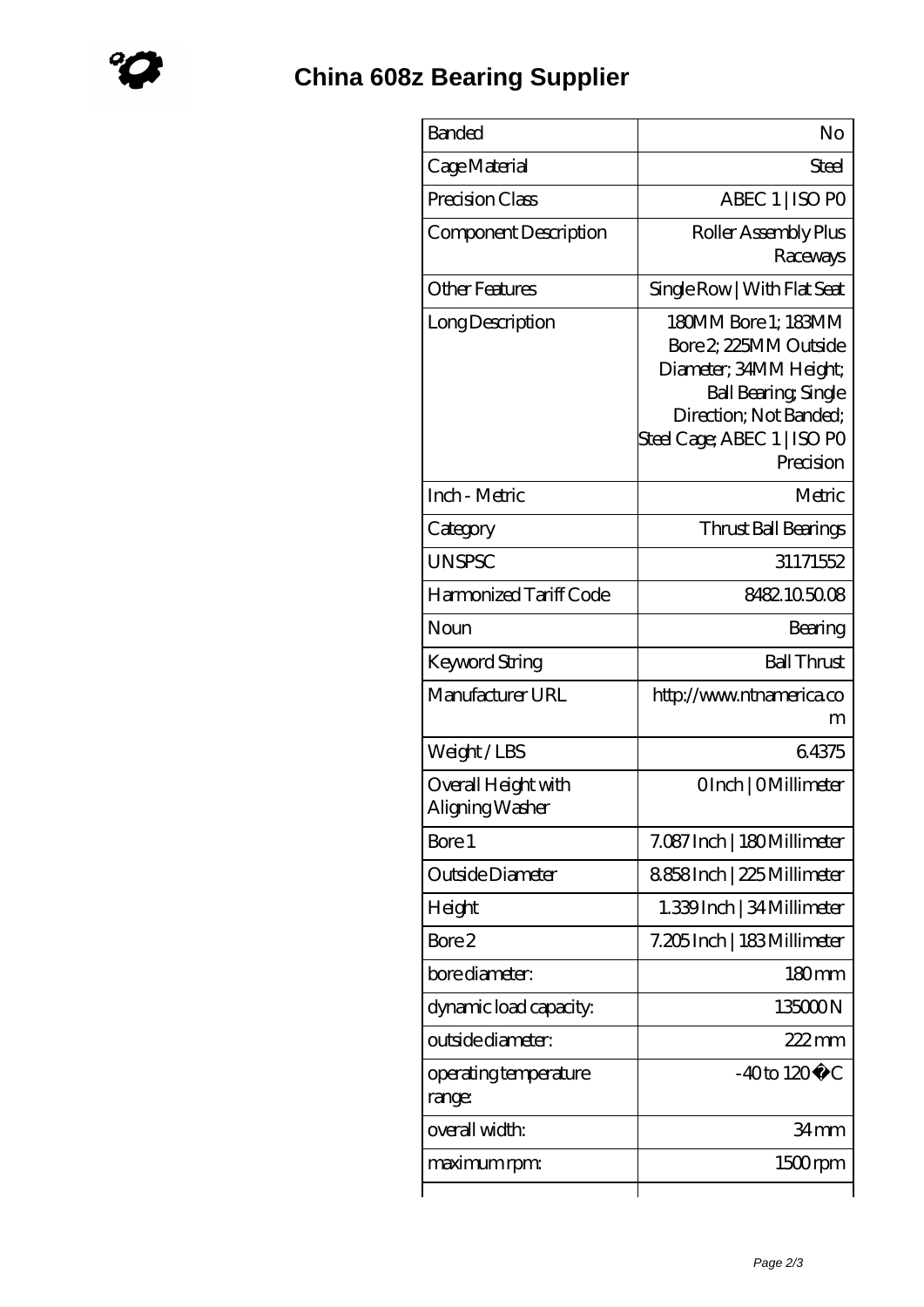# China 608z Bearing Supplier

| | |
|---|---|
| Banded | No |
| Cage Material | Steel |
| Precision Class | ABEC 1 \| ISO P0 |
| Component Description | Roller Assembly Plus Raceways |
| Other Features | Single Row \| With Flat Seat |
| Long Description | 180MM Bore 1; 183MM Bore 2; 225MM Outside Diameter; 34MM Height; Ball Bearing; Single Direction; Not Banded; Steel Cage; ABEC 1 \| ISO P0 Precision |
| Inch - Metric | Metric |
| Category | Thrust Ball Bearings |
| UNSPSC | 31171552 |
| Harmonized Tariff Code | 8482.10.50.08 |
| Noun | Bearing |
| Keyword String | Ball Thrust |
| Manufacturer URL | http://www.ntnamerica.com |
| Weight / LBS | 6.4375 |
| Overall Height with Aligning Washer | 0 Inch \| 0 Millimeter |
| Bore 1 | 7.087 Inch \| 180 Millimeter |
| Outside Diameter | 8.858 Inch \| 225 Millimeter |
| Height | 1.339 Inch \| 34 Millimeter |
| Bore 2 | 7.205 Inch \| 183 Millimeter |
| bore diameter: | 180 mm |
| dynamic load capacity: | 135000 N |
| outside diameter: | 222 mm |
| operating temperature range: | -40 to 120 °C |
| overall width: | 34 mm |
| maximum rpm: | 1500 rpm |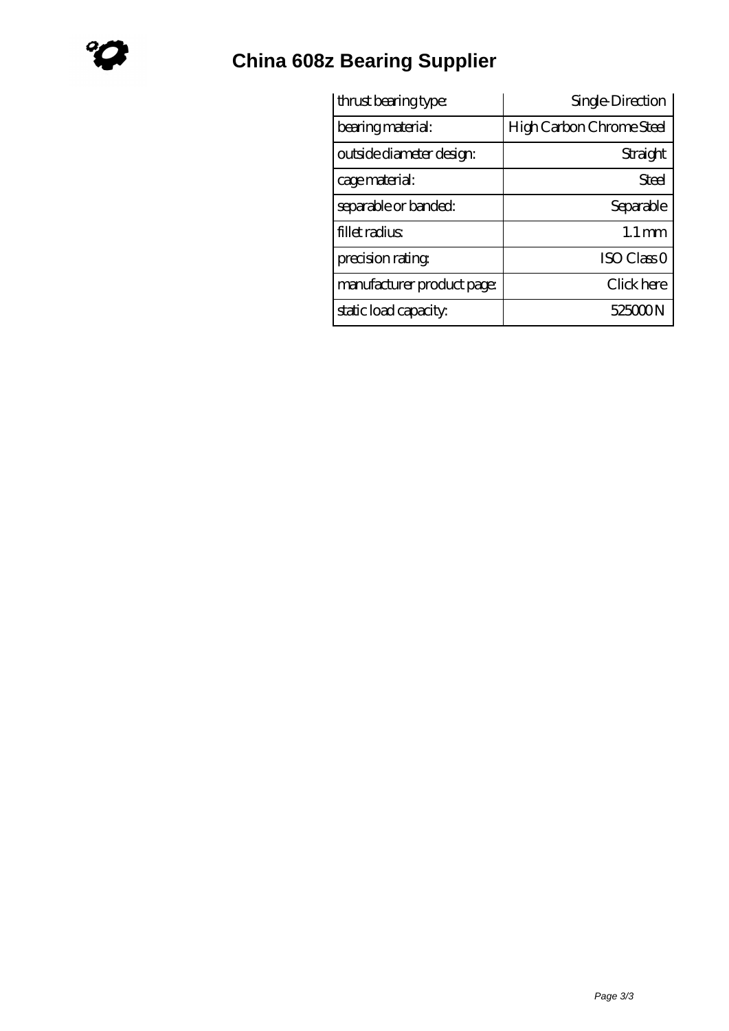| | |
|---|---|
| thrust bearing type: | Single-Direction |
| bearing material: | High Carbon Chrome Steel |
| outside diameter design: | Straight |
| cage material: | Steel |
| separable or banded: | Separable |
| fillet radius: | 1.1 mm |
| precision rating: | ISO Class 0 |
| manufacturer product page: | Click here |
| static load capacity: | 525000 N |